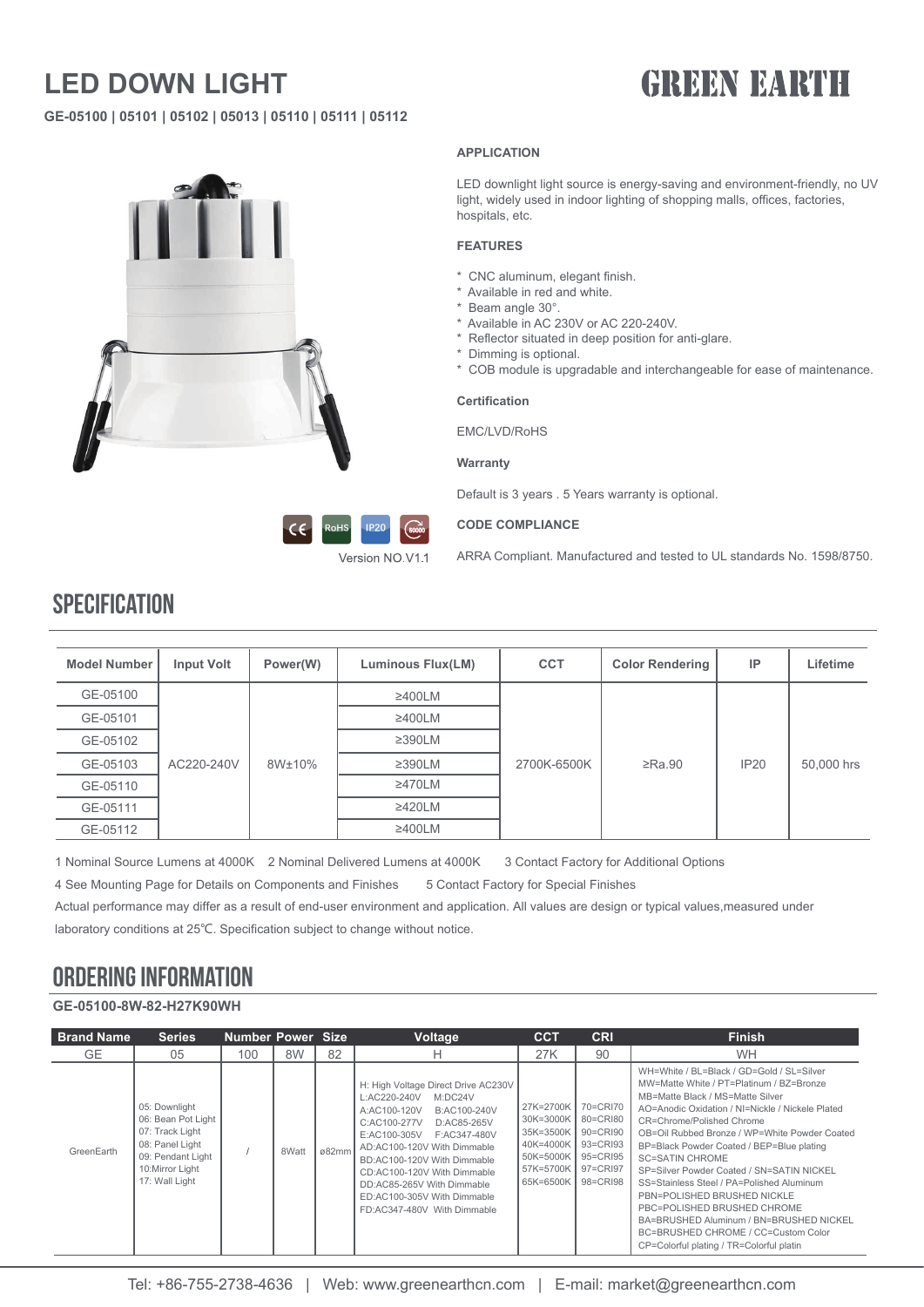# LED DOWN LIGHT

GREEN EARTH

**GE-05100 | 05101 | 05102 | 05013 | 05110 | 05111 | 05112**

Version NO.V1.1

#### APPLICATION

LED downlight light source is energy-saving and environment-friendly, no UV light, widely used in indoor lighting of shopping malls, offices, factories, hospitals, etc.

#### FEATURES

* CNC aluminum, elegant finish.
* Available in red and white.
* Beam angle 30°.
* Available in AC 230V or AC 220-240V.
* Reflector situated in deep position for anti-glare.
* Dimming is optional.
* COB module is upgradable and interchangeable for ease of maintenance.

#### Certification

EMC/LVD/RoHS

#### Warranty

Default is 3 years . 5 Years warranty is optional.

#### CODE COMPLIANCE

ARRA Compliant. Manufactured and tested to UL standards No. 1598/8750.

## SPECIFICATION

| Model Number | Input Volt | Power(W) | Luminous Flux(LM) | CCT | Color Rendering | IP | Lifetime |
|---|---|---|---|---|---|---|---|
| GE-05100 | AC220-240V | 8W±10% | ≥400LM | 2700K-6500K | ≥Ra.90 | IP20 | 50,000 hrs |
| GE-05101 | | | ≥400LM | | | | |
| GE-05102 | | | ≥390LM | | | | |
| GE-05103 | | | ≥390LM | | | | |
| GE-05110 | | | ≥470LM | | | | |
| GE-05111 | | | ≥420LM | | | | |
| GE-05112 | | | ≥400LM | | | | |

1 Nominal Source Lumens at 4000K 2 Nominal Delivered Lumens at 4000K 3 Contact Factory for Additional Options

4 See Mounting Page for Details on Components and Finishes 5 Contact Factory for Special Finishes

Actual performance may differ as a result of end-user environment and application. All values are design or typical values,measured under laboratory conditions at 25℃. Specification subject to change without notice.

## ORDERING INFORMATION

**GE-05100-8W-82-H27K90WH**

| Brand Name | Series | Number | Power | Size | Voltage | CCT | CRI | Finish |
|---|---|---|---|---|---|---|---|---|
| GE | 05 | 100 | 8W | 82 | H | 27K | 90 | WH |
| GreenEarth | 05: Downlight<br>06: Bean Pot Light<br>07: Track Light<br>08: Panel Light<br>09: Pendant Light<br>10:Mirror Light<br>17: Wall Light | / | 8Watt | ø82mm | H: High Voltage Direct Drive AC230V<br>L:AC220-240V M:DC24V<br>A:AC100-120V B:AC100-240V<br>C:AC100-277V D:AC85-265V<br>E:AC100-305V F:AC347-480V<br>AD:AC100-120V With Dimmable<br>BD:AC100-120V With Dimmable<br>CD:AC100-120V With Dimmable<br>DD:AC85-265V With Dimmable<br>ED:AC100-305V With Dimmable<br>FD:AC347-480V With Dimmable | 27K=2700K<br>30K=3000K<br>35K=3500K<br>40K=4000K<br>50K=5000K<br>57K=5700K<br>65K=6500K | 70=CRI70<br>80=CRI80<br>90=CRI90<br>93=CRI93<br>95=CRI95<br>97=CRI97<br>98=CRI98 | WH=White / BL=Black / GD=Gold / SL=Silver<br>MW=Matte White / PT=Platinum / BZ=Bronze<br>MB=Matte Black / MS=Matte Silver<br>AO=Anodic Oxidation / NI=Nickle / Nickele Plated<br>CR=Chrome/Polished Chrome<br>OB=Oil Rubbed Bronze / WP=White Powder Coated<br>BP=Black Powder Coated / BEP=Blue plating<br>SC=SATIN CHROME<br>SP=Silver Powder Coated / SN=SATIN NICKEL<br>SS=Stainless Steel / PA=Polished Aluminum<br>PBN=POLISHED BRUSHED NICKLE<br>PBC=POLISHED BRUSHED CHROME<br>BA=BRUSHED Aluminum / BN=BRUSHED NICKEL<br>BC=BRUSHED CHROME / CC=Custom Color<br>CP=Colorful plating / TR=Colorful platin |

Tel: +86-755-2738-4636 | Web: www.greenearthcn.com | E-mail: market@greenearthcn.com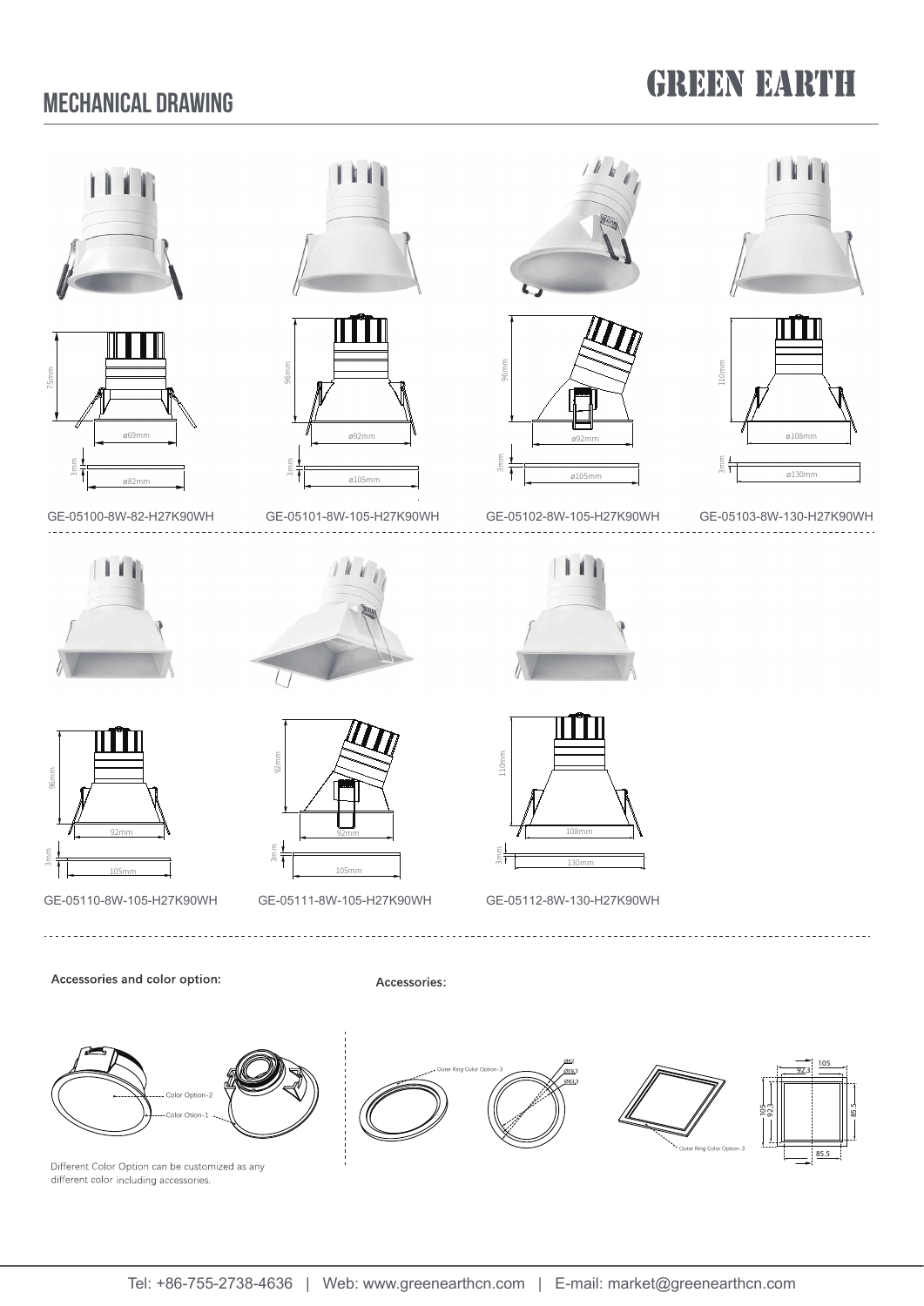## MECHANICAL DRAWING

GE-05100-8W-82-H27K90WH

75mm, ø69mm, 3mm, ø82mm

GE-05101-8W-105-H27K90WH

96mm, ø92mm, 3mm, ø105mm

GE-05102-8W-105-H27K90WH

96mm, ø92mm, 3mm, ø105mm

GE-05103-8W-130-H27K90WH

110mm, ø108mm, 3mm, ø130mm

GE-05110-8W-105-H27K90WH

96mm, 92mm, 3mm, 105mm

GE-05111-8W-105-H27K90WH

92mm, 92mm, 3mm, 105mm

GE-05112-8W-130-H27K90WH

110mm, 108mm, 3mm, 130mm

**Accessories and color option:**

Color Option-2

Color Otion-1

Different Color Option can be customized as any different color including accessories.

**Accessories:**

Outer Ring Color Option-3

Ø82, Ø69.3, Ø63.3

Outer Ring Color Option-3

105, 92.3, 105, 92.3, 85.5, 85.5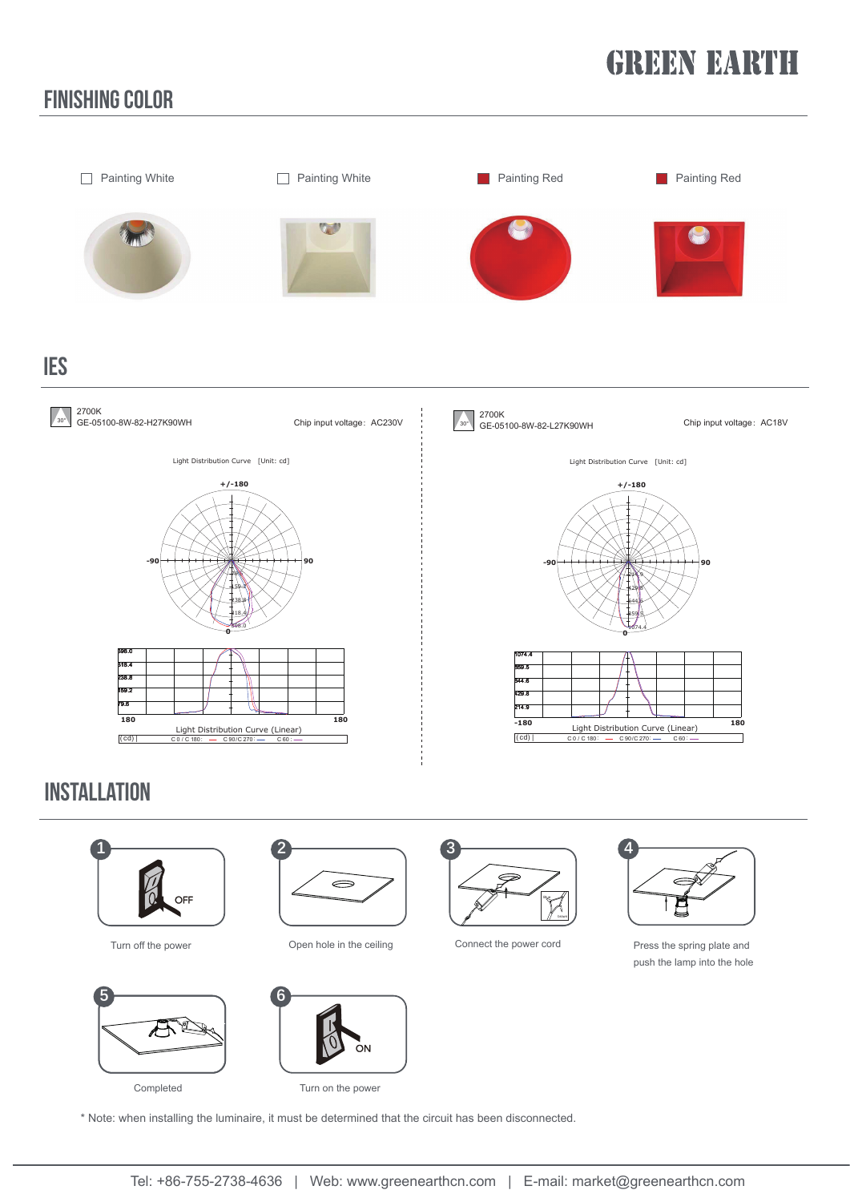# FINISHING COLOR

- Painting White
- Painting White
- Painting Red
- Painting Red

# IES

2700K
GE-05100-8W-82-H27K90WH

Chip input voltage：AC230V

Light Distribution Curve [Unit: cd]

Light Distribution Curve (Linear)

2700K
GE-05100-8W-82-L27K90WH

Chip input voltage：AC18V

Light Distribution Curve [Unit: cd]

Light Distribution Curve (Linear)

# INSTALLATION

1. Turn off the power
2. Open hole in the ceiling
3. Connect the power cord
4. Press the spring plate and push the lamp into the hole
5. Completed
6. Turn on the power

\* Note: when installing the luminaire, it must be determined that the circuit has been disconnected.

Tel: +86-755-2738-4636 | Web: www.greenearthcn.com | E-mail: market@greenearthcn.com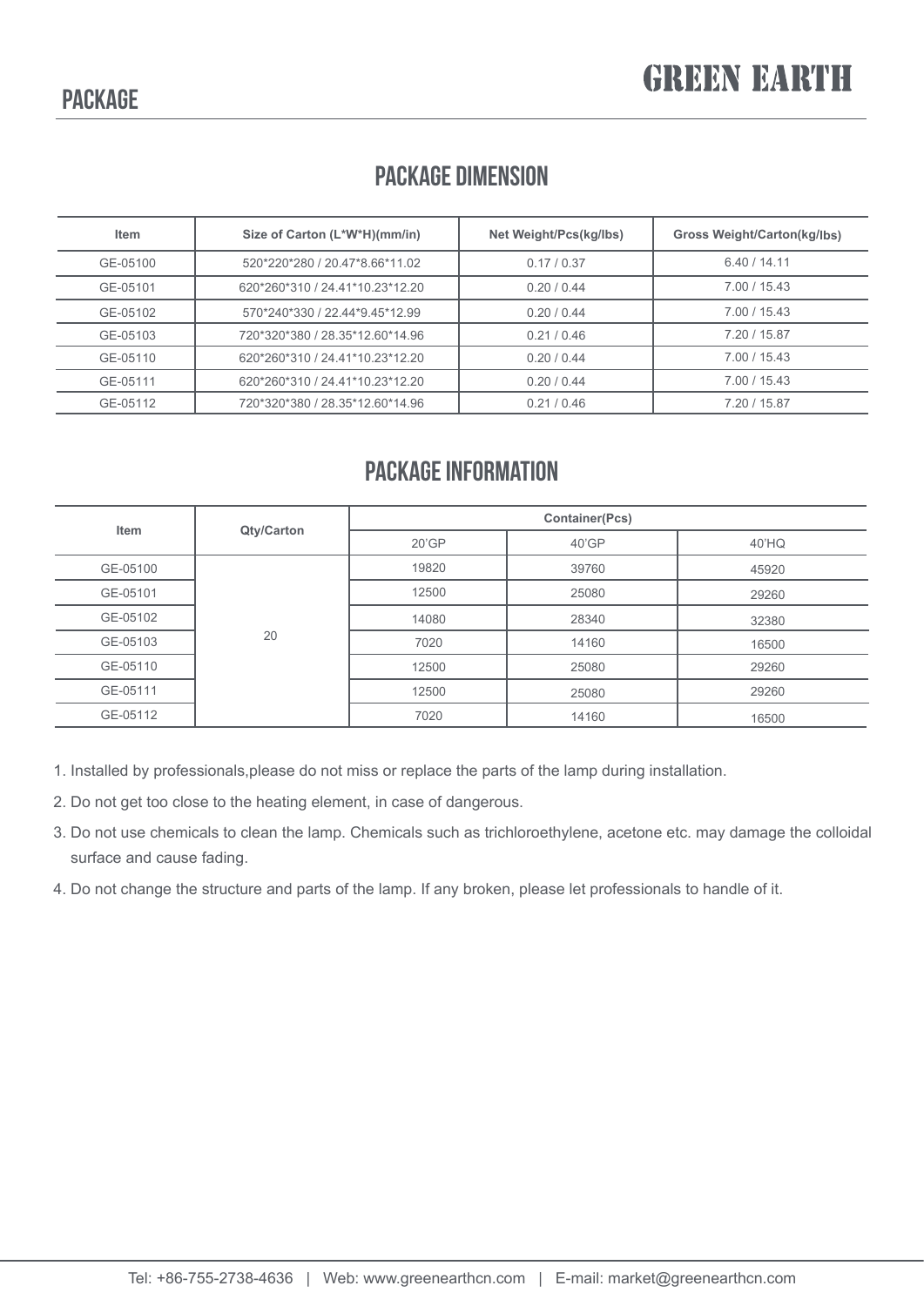# PACKAGE

GREEN EARTH

## PACKAGE DIMENSION

| Item | Size of Carton (L*W*H)(mm/in) | Net Weight/Pcs(kg/lbs) | Gross Weight/Carton(kg/lbs) |
|---|---|---|---|
| GE-05100 | 520*220*280 / 20.47*8.66*11.02 | 0.17 / 0.37 | 6.40 / 14.11 |
| GE-05101 | 620*260*310 / 24.41*10.23*12.20 | 0.20 / 0.44 | 7.00 / 15.43 |
| GE-05102 | 570*240*330 / 22.44*9.45*12.99 | 0.20 / 0.44 | 7.00 / 15.43 |
| GE-05103 | 720*320*380 / 28.35*12.60*14.96 | 0.21 / 0.46 | 7.20 / 15.87 |
| GE-05110 | 620*260*310 / 24.41*10.23*12.20 | 0.20 / 0.44 | 7.00 / 15.43 |
| GE-05111 | 620*260*310 / 24.41*10.23*12.20 | 0.20 / 0.44 | 7.00 / 15.43 |
| GE-05112 | 720*320*380 / 28.35*12.60*14.96 | 0.21 / 0.46 | 7.20 / 15.87 |

## PACKAGE INFORMATION

| Item | Qty/Carton | Container(Pcs) | | |
|---|---|---|---|---|
| | | 20'GP | 40'GP | 40'HQ |
| GE-05100 | 20 | 19820 | 39760 | 45920 |
| GE-05101 | 20 | 12500 | 25080 | 29260 |
| GE-05102 | 20 | 14080 | 28340 | 32380 |
| GE-05103 | 20 | 7020 | 14160 | 16500 |
| GE-05110 | 20 | 12500 | 25080 | 29260 |
| GE-05111 | 20 | 12500 | 25080 | 29260 |
| GE-05112 | 20 | 7020 | 14160 | 16500 |

1. Installed by professionals,please do not miss or replace the parts of the lamp during installation.
2. Do not get too close to the heating element, in case of dangerous.
3. Do not use chemicals to clean the lamp. Chemicals such as trichloroethylene, acetone etc. may damage the colloidal surface and cause fading.
4. Do not change the structure and parts of the lamp. If any broken, please let professionals to handle of it.

Tel: +86-755-2738-4636 | Web: www.greenearthcn.com | E-mail: market@greenearthcn.com